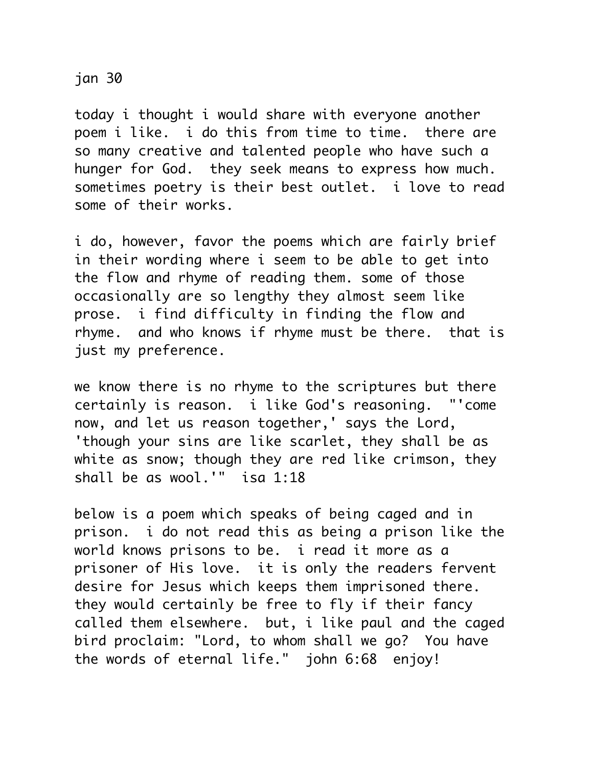jan 30

today i thought i would share with everyone another poem i like.  i do this from time to time.  there are so many creative and talented people who have such a hunger for God.  they seek means to express how much.  sometimes poetry is their best outlet.  i love to read some of their works.

i do, however, favor the poems which are fairly brief in their wording where i seem to be able to get into the flow and rhyme of reading them. some of those occasionally are so lengthy they almost seem like prose.  i find difficulty in finding the flow and rhyme.  and who knows if rhyme must be there.  that is just my preference.

we know there is no rhyme to the scriptures but there certainly is reason.  i like God's reasoning.  "'come now, and let us reason together,' says the Lord, 'though your sins are like scarlet, they shall be as white as snow; though they are red like crimson, they shall be as wool.'"  isa 1:18

below is a poem which speaks of being caged and in prison.  i do not read this as being a prison like the world knows prisons to be.  i read it more as a prisoner of His love.  it is only the readers fervent desire for Jesus which keeps them imprisoned there. they would certainly be free to fly if their fancy called them elsewhere.  but, i like paul and the caged bird proclaim: "Lord, to whom shall we go?  You have the words of eternal life."  john 6:68  enjoy!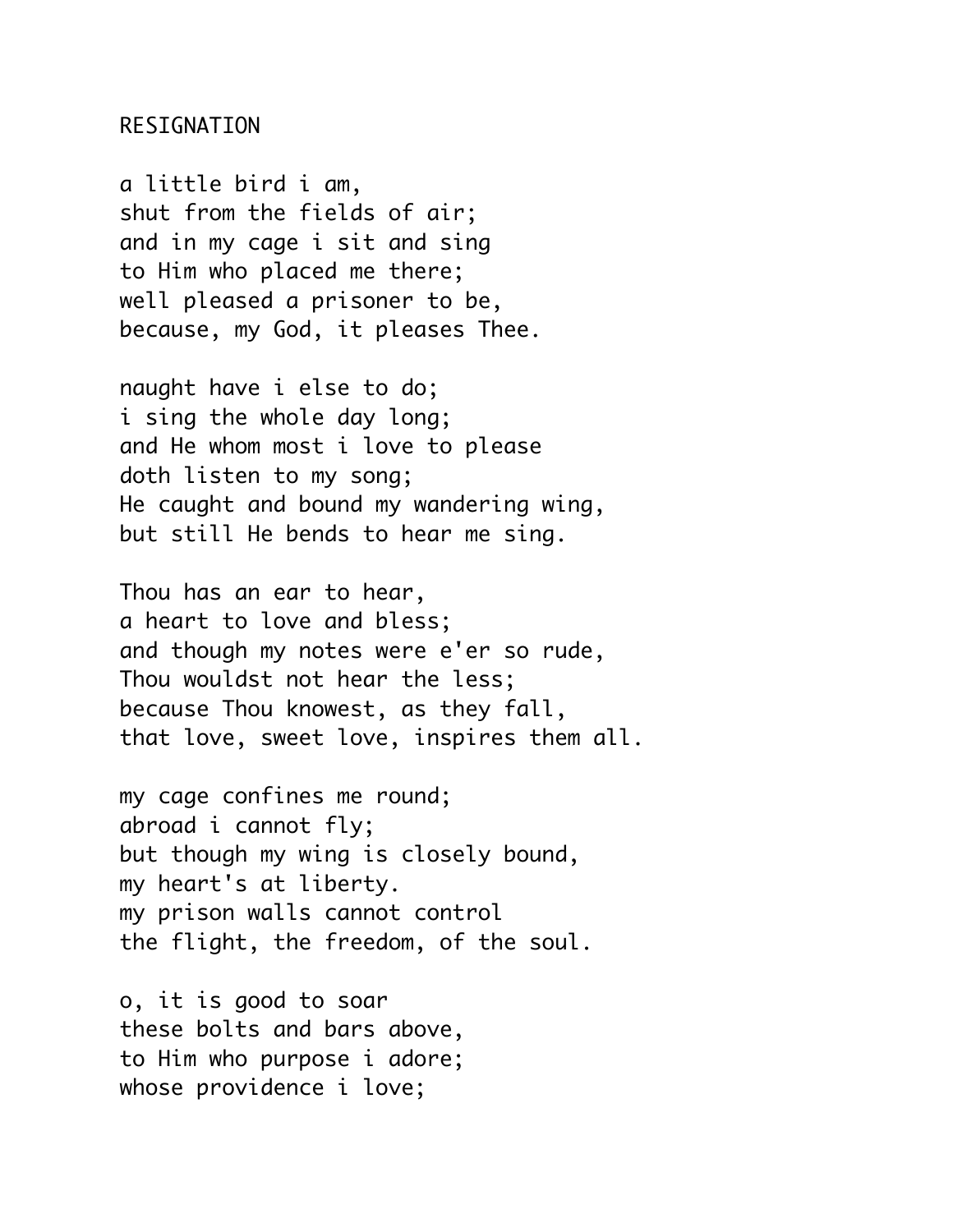RESIGNATION

a little bird i am,
shut from the fields of air;
and in my cage i sit and sing
to Him who placed me there;
well pleased a prisoner to be,
because, my God, it pleases Thee.

naught have i else to do;
i sing the whole day long;
and He whom most i love to please
doth listen to my song;
He caught and bound my wandering wing,
but still He bends to hear me sing.

Thou has an ear to hear,
a heart to love and bless;
and though my notes were e'er so rude,
Thou wouldst not hear the less;
because Thou knowest, as they fall,
that love, sweet love, inspires them all.

my cage confines me round;
abroad i cannot fly;
but though my wing is closely bound,
my heart's at liberty.
my prison walls cannot control
the flight, the freedom, of the soul.

o, it is good to soar
these bolts and bars above,
to Him who purpose i adore;
whose providence i love;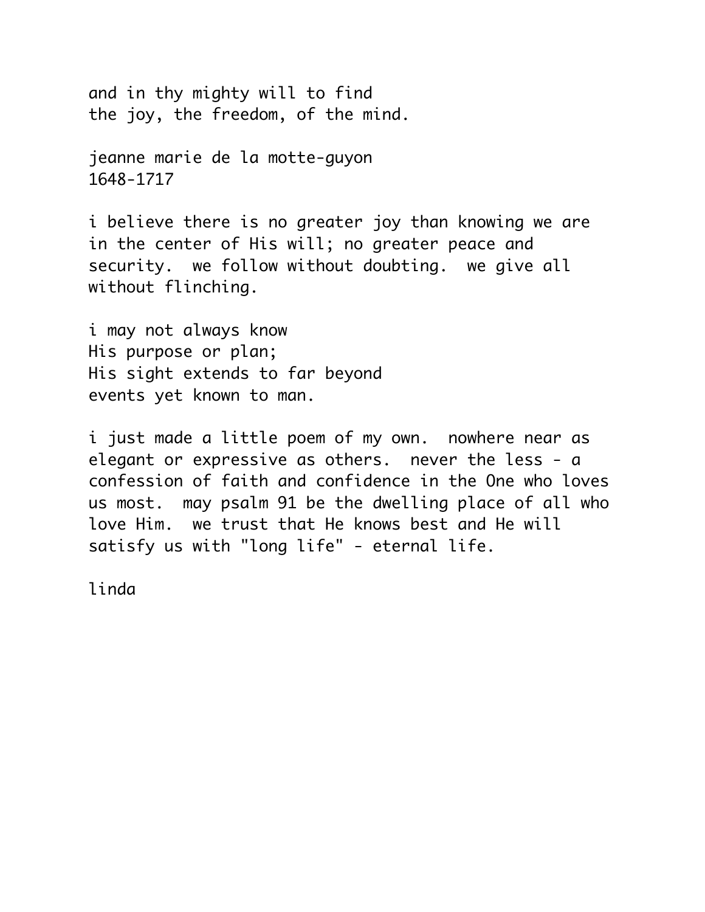and in thy mighty will to find
the joy, the freedom, of the mind.

jeanne marie de la motte-guyon
1648-1717

i believe there is no greater joy than knowing we are in the center of His will; no greater peace and security. we follow without doubting. we give all without flinching.

i may not always know
His purpose or plan;
His sight extends to far beyond
events yet known to man.

i just made a little poem of my own. nowhere near as elegant or expressive as others. never the less - a confession of faith and confidence in the One who loves us most. may psalm 91 be the dwelling place of all who love Him. we trust that He knows best and He will satisfy us with "long life" - eternal life.

linda